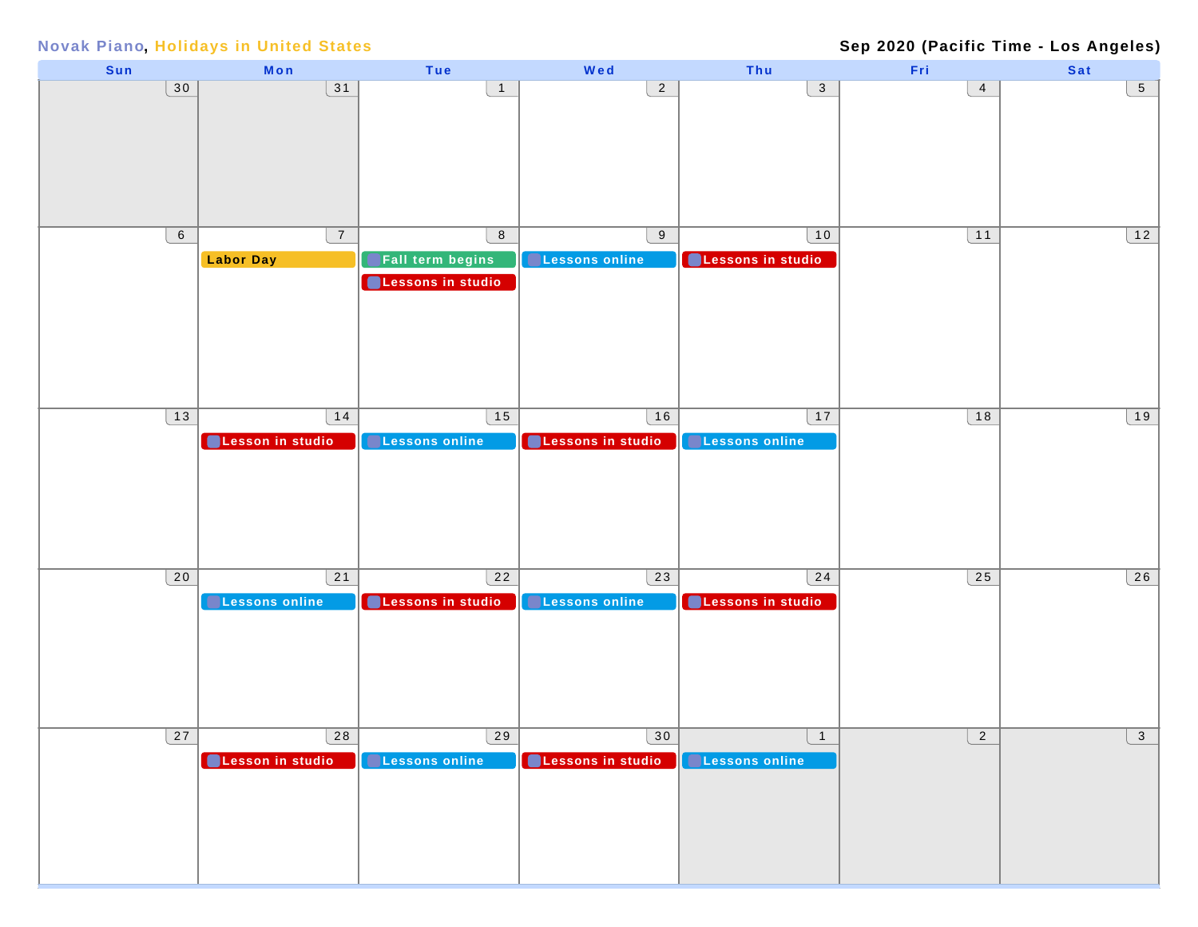Novak Piano, Holidays in United States

Sep 2020 (Pacific Time - Los Angeles)

| Sun | Mon | Tue | Wed | Thu | Fri | Sat |
|---|---|---|---|---|---|---|
| 30 | 31 | 1 | 2 | 3 | 4 | 5 |
| 6 | 7 Labor Day | 8 Fall term begins; Lessons in studio | 9 Lessons online | 10 Lessons in studio | 11 | 12 |
| 13 | 14 Lesson in studio | 15 Lessons online | 16 Lessons in studio | 17 Lessons online | 18 | 19 |
| 20 | 21 Lessons online | 22 Lessons in studio | 23 Lessons online | 24 Lessons in studio | 25 | 26 |
| 27 | 28 Lesson in studio | 29 Lessons online | 30 Lessons in studio | 1 Lessons online | 2 | 3 |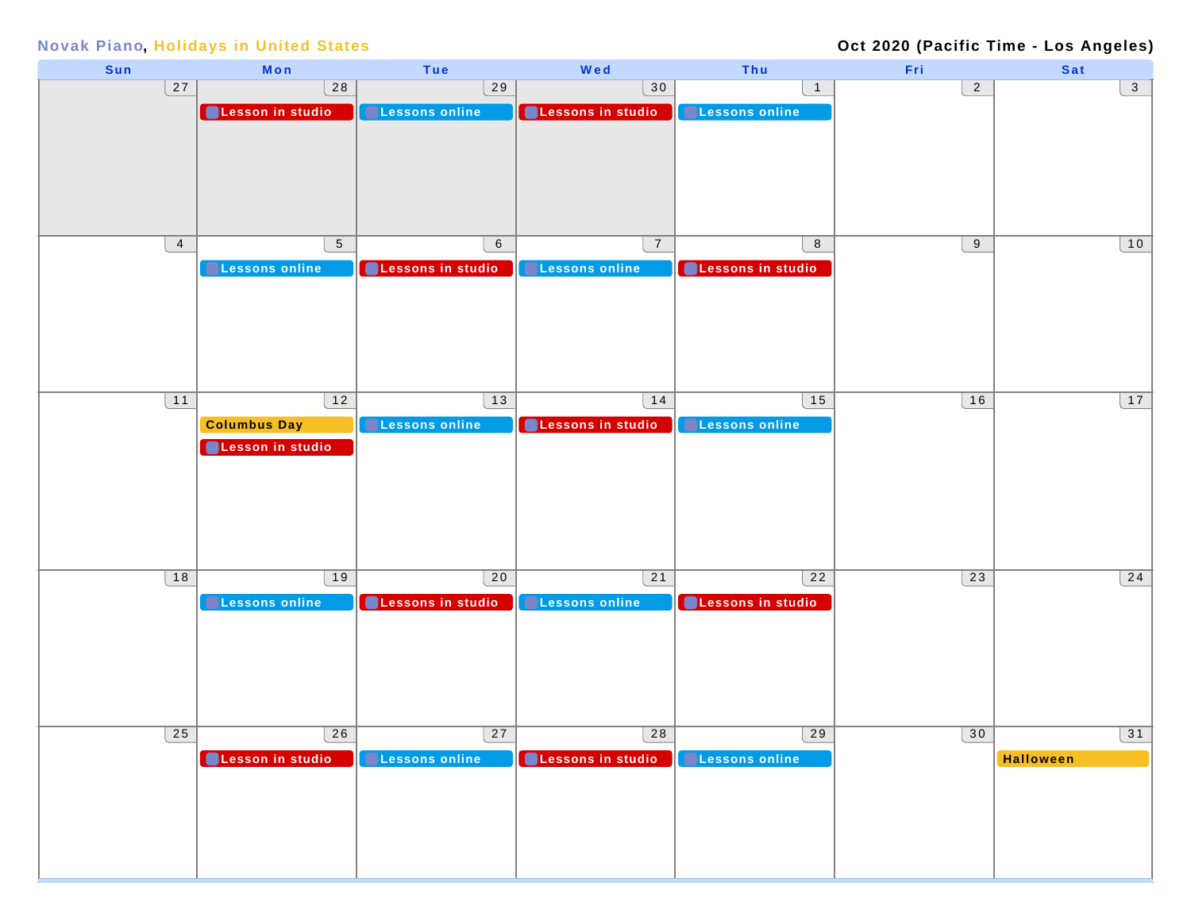**Novak Piano**, **Holidays in United States**

**Oct 2020 (Pacific Time - Los Angeles)**

| Sun | Mon | Tue | Wed | Thu | Fri | Sat |
|---|---|---|---|---|---|---|
| 27 | 28<br>Lesson in studio | 29<br>Lessons online | 30<br>Lessons in studio | 1<br>Lessons online | 2 | 3 |
| 4 | 5<br>Lessons online | 6<br>Lessons in studio | 7<br>Lessons online | 8<br>Lessons in studio | 9 | 10 |
| 11 | 12<br>Columbus Day<br>Lesson in studio | 13<br>Lessons online | 14<br>Lessons in studio | 15<br>Lessons online | 16 | 17 |
| 18 | 19<br>Lessons online | 20<br>Lessons in studio | 21<br>Lessons online | 22<br>Lessons in studio | 23 | 24 |
| 25 | 26<br>Lesson in studio | 27<br>Lessons online | 28<br>Lessons in studio | 29<br>Lessons online | 30 | 31<br>Halloween |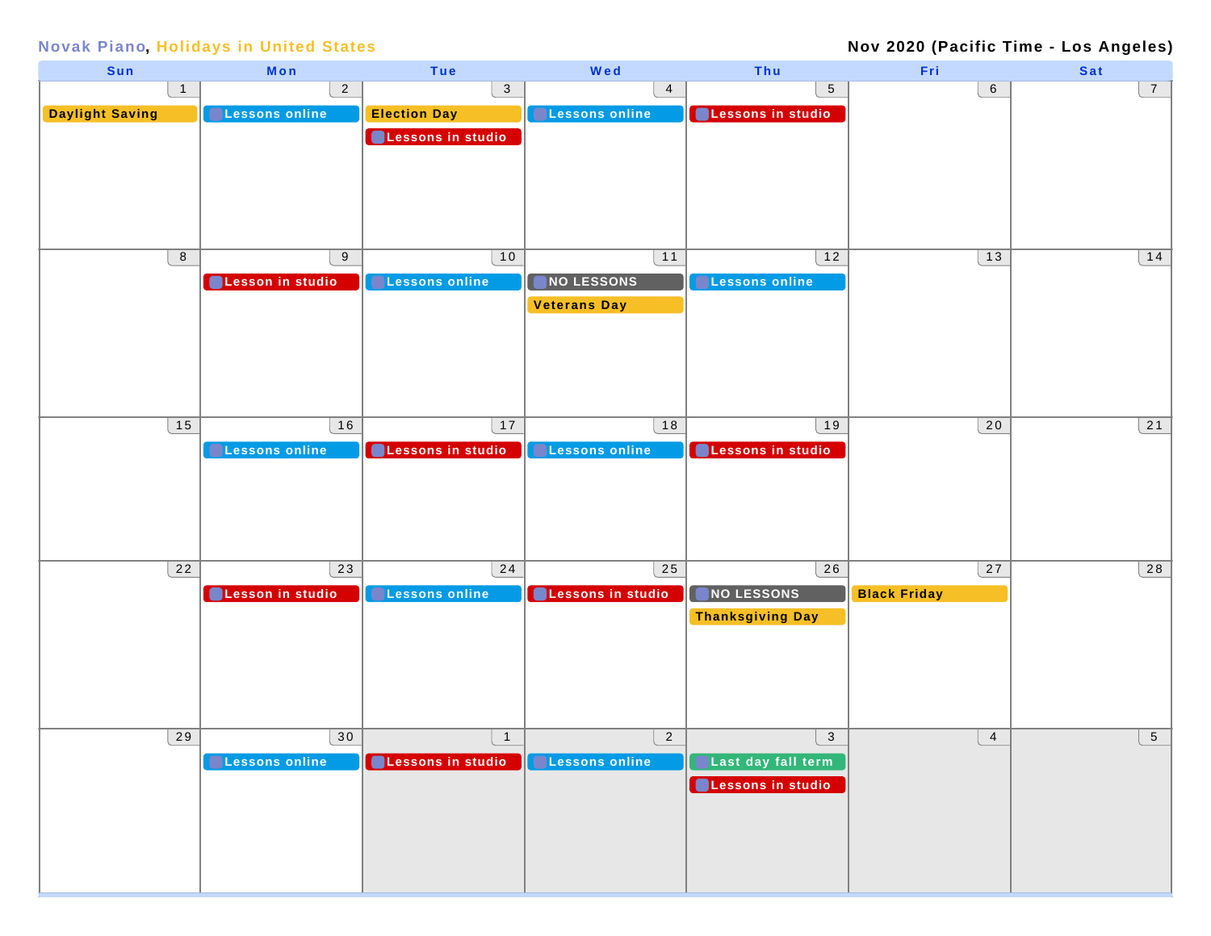**Novak Piano, Holidays in United States** — **Nov 2020 (Pacific Time - Los Angeles)**

| Sun | Mon | Tue | Wed | Thu | Fri | Sat |
| --- | --- | --- | --- | --- | --- | --- |
| 1<br>Daylight Saving | 2<br>Lessons online | 3<br>Election Day<br>Lessons in studio | 4<br>Lessons online | 5<br>Lessons in studio | 6 | 7 |
| 8 | 9<br>Lesson in studio | 10<br>Lessons online | 11<br>NO LESSONS<br>Veterans Day | 12<br>Lessons online | 13 | 14 |
| 15 | 16<br>Lessons online | 17<br>Lessons in studio | 18<br>Lessons online | 19<br>Lessons in studio | 20 | 21 |
| 22 | 23<br>Lesson in studio | 24<br>Lessons online | 25<br>Lessons in studio | 26<br>NO LESSONS<br>Thanksgiving Day | 27<br>Black Friday | 28 |
| 29 | 30<br>Lessons online | 1<br>Lessons in studio | 2<br>Lessons online | 3<br>Last day fall term<br>Lessons in studio | 4 | 5 |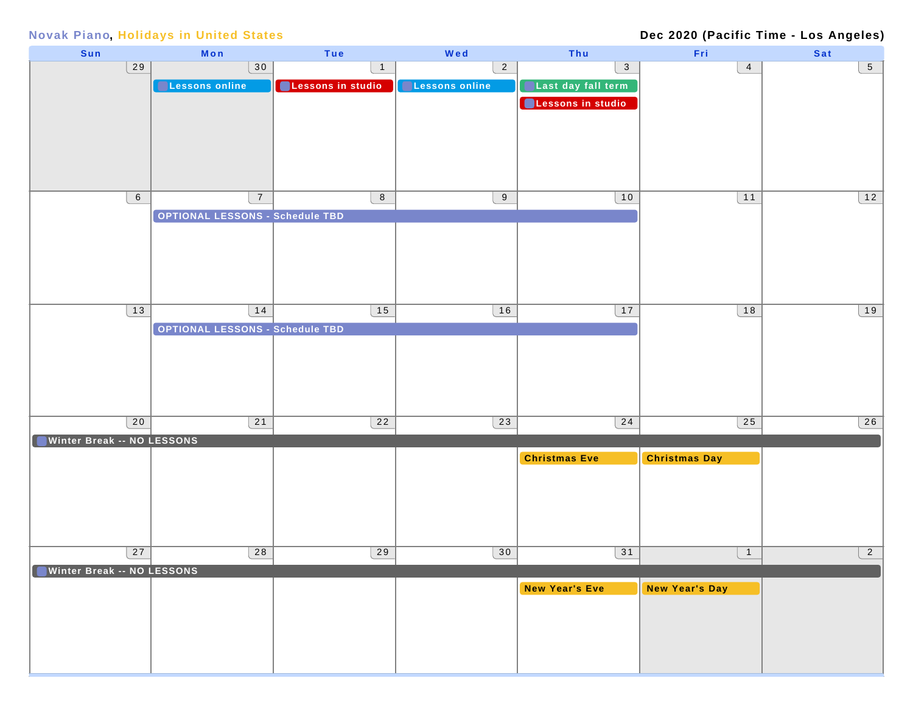Novak Piano, Holidays in United States

Dec 2020 (Pacific Time - Los Angeles)

| Sun | Mon | Tue | Wed | Thu | Fri | Sat |
|---|---|---|---|---|---|---|
| 29 | 30 Lessons online | 1 Lessons in studio | 2 Lessons online | 3 Last day fall term; Lessons in studio | 4 | 5 |
| 6 | 7 OPTIONAL LESSONS - Schedule TBD | 8 OPTIONAL LESSONS - Schedule TBD | 9 OPTIONAL LESSONS - Schedule TBD | 10 OPTIONAL LESSONS - Schedule TBD | 11 | 12 |
| 13 | 14 OPTIONAL LESSONS - Schedule TBD | 15 OPTIONAL LESSONS - Schedule TBD | 16 OPTIONAL LESSONS - Schedule TBD | 17 OPTIONAL LESSONS - Schedule TBD | 18 | 19 |
| 20 Winter Break -- NO LESSONS | 21 Winter Break -- NO LESSONS | 22 Winter Break -- NO LESSONS | 23 Winter Break -- NO LESSONS | 24 Winter Break -- NO LESSONS; Christmas Eve | 25 Winter Break -- NO LESSONS; Christmas Day | 26 Winter Break -- NO LESSONS |
| 27 Winter Break -- NO LESSONS | 28 Winter Break -- NO LESSONS | 29 Winter Break -- NO LESSONS | 30 Winter Break -- NO LESSONS | 31 Winter Break -- NO LESSONS; New Year's Eve | 1 Winter Break -- NO LESSONS; New Year's Day | 2 Winter Break -- NO LESSONS |